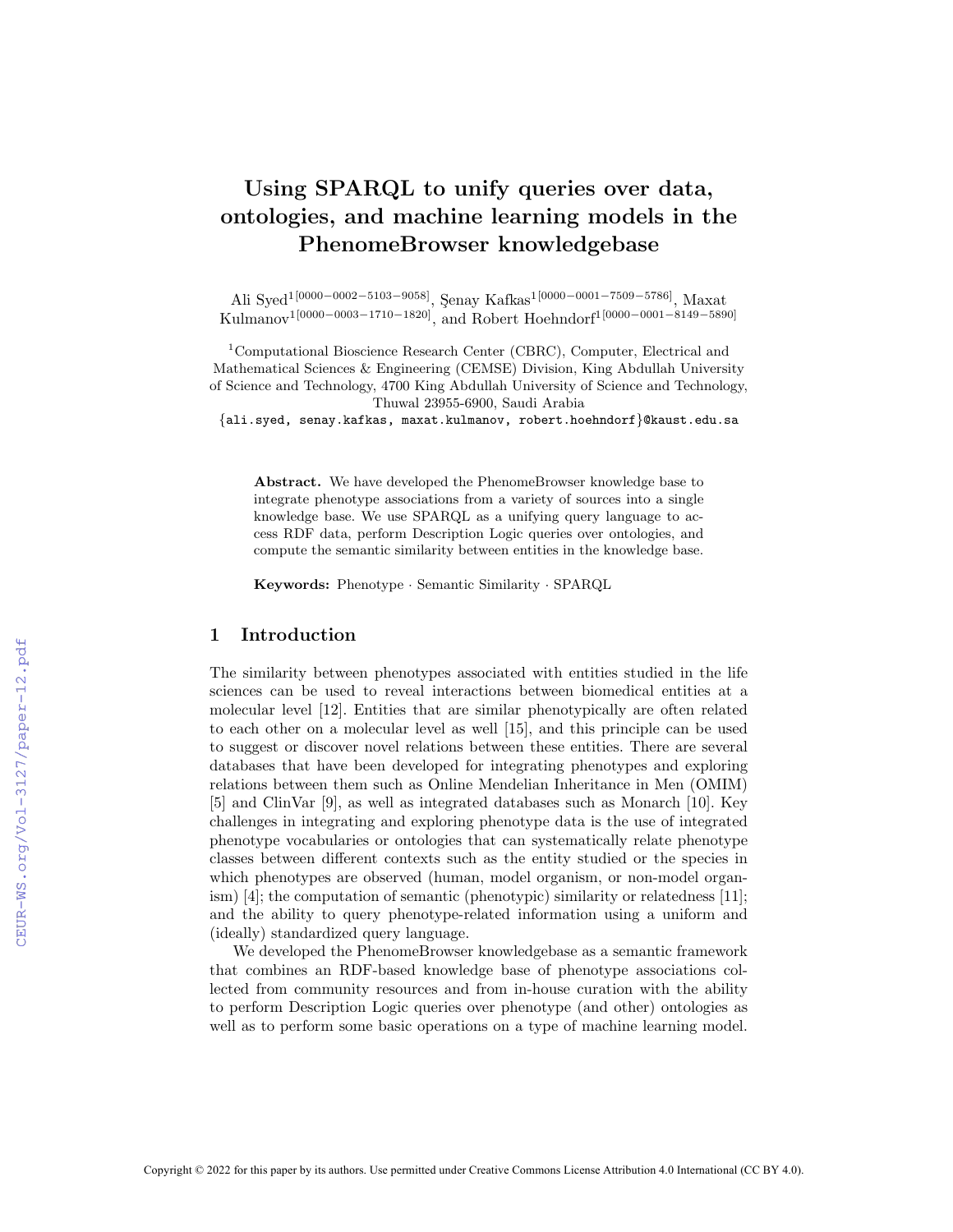# Using SPARQL to unify queries over data, ontologies, and machine learning models in the PhenomeBrowser knowledgebase

Ali Syed[1 [0000-0002-5103-9058]], Şenay Kafkas[1 [0000-0001-7509-5786]], Maxat Kulmanov[1 [0000-0003-1710-1820]], and Robert Hoehndorf[1 [0000-0001-8149-5890]]

[1]Computational Bioscience Research Center (CBRC), Computer, Electrical and Mathematical Sciences & Engineering (CEMSE) Division, King Abdullah University of Science and Technology, 4700 King Abdullah University of Science and Technology, Thuwal 23955-6900, Saudi Arabia

{ali.syed, senay.kafkas, maxat.kulmanov, robert.hoehndorf}@kaust.edu.sa

**Abstract.** We have developed the PhenomeBrowser knowledge base to integrate phenotype associations from a variety of sources into a single knowledge base. We use SPARQL as a unifying query language to access RDF data, perform Description Logic queries over ontologies, and compute the semantic similarity between entities in the knowledge base.

**Keywords:** Phenotype · Semantic Similarity · SPARQL

## 1 Introduction

The similarity between phenotypes associated with entities studied in the life sciences can be used to reveal interactions between biomedical entities at a molecular level [12]. Entities that are similar phenotypically are often related to each other on a molecular level as well [15], and this principle can be used to suggest or discover novel relations between these entities. There are several databases that have been developed for integrating phenotypes and exploring relations between them such as Online Mendelian Inheritance in Men (OMIM) [5] and ClinVar [9], as well as integrated databases such as Monarch [10]. Key challenges in integrating and exploring phenotype data is the use of integrated phenotype vocabularies or ontologies that can systematically relate phenotype classes between different contexts such as the entity studied or the species in which phenotypes are observed (human, model organism, or non-model organism) [4]; the computation of semantic (phenotypic) similarity or relatedness [11]; and the ability to query phenotype-related information using a uniform and (ideally) standardized query language.

We developed the PhenomeBrowser knowledgebase as a semantic framework that combines an RDF-based knowledge base of phenotype associations collected from community resources and from in-house curation with the ability to perform Description Logic queries over phenotype (and other) ontologies as well as to perform some basic operations on a type of machine learning model.

Copyright © 2022 for this paper by its authors. Use permitted under Creative Commons License Attribution 4.0 International (CC BY 4.0).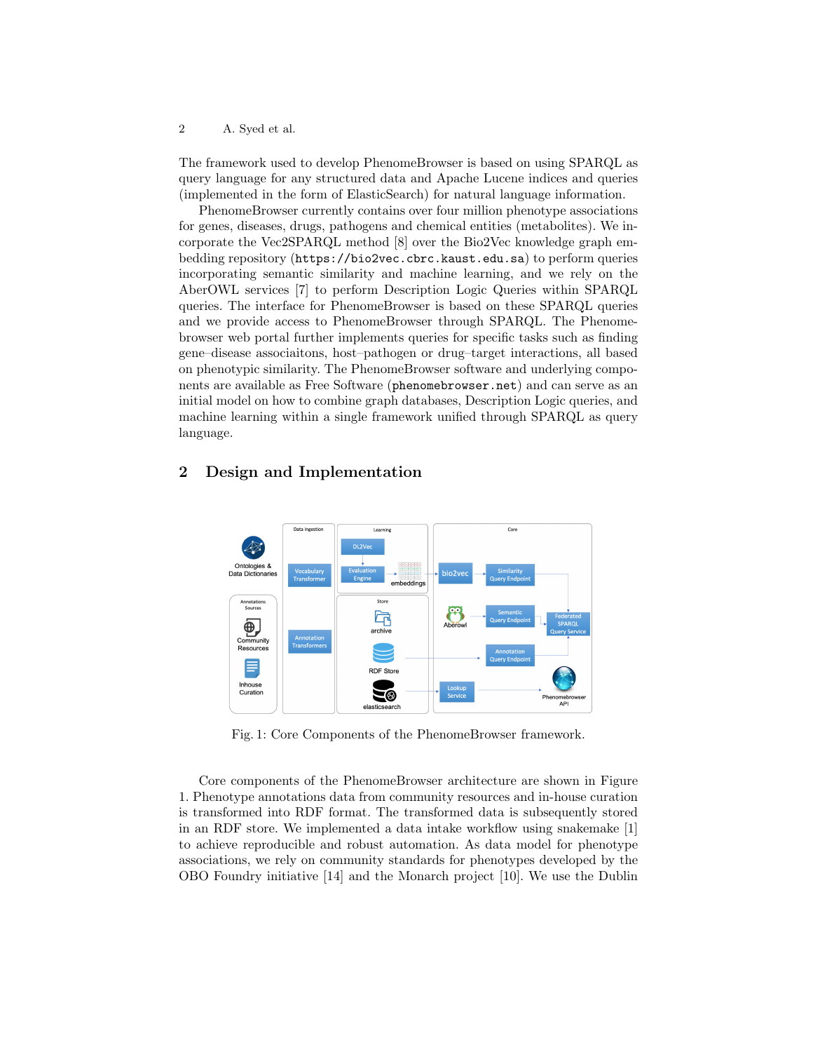The framework used to develop PhenomeBrowser is based on using SPARQL as query language for any structured data and Apache Lucene indices and queries (implemented in the form of ElasticSearch) for natural language information.

PhenomeBrowser currently contains over four million phenotype associations for genes, diseases, drugs, pathogens and chemical entities (metabolites). We incorporate the Vec2SPARQL method [8] over the Bio2Vec knowledge graph embedding repository (`https://bio2vec.cbrc.kaust.edu.sa`) to perform queries incorporating semantic similarity and machine learning, and we rely on the AberOWL services [7] to perform Description Logic Queries within SPARQL queries. The interface for PhenomeBrowser is based on these SPARQL queries and we provide access to PhenomeBrowser through SPARQL. The Phenomebrowser web portal further implements queries for specific tasks such as finding gene–disease associaitons, host–pathogen or drug–target interactions, all based on phenotypic similarity. The PhenomeBrowser software and underlying components are available as Free Software (`phenomebrowser.net`) and can serve as an initial model on how to combine graph databases, Description Logic queries, and machine learning within a single framework unified through SPARQL as query language.

## 2 Design and Implementation

Fig. 1: Core Components of the PhenomeBrowser framework.

Core components of the PhenomeBrowser architecture are shown in Figure 1. Phenotype annotations data from community resources and in-house curation is transformed into RDF format. The transformed data is subsequently stored in an RDF store. We implemented a data intake workflow using snakemake [1] to achieve reproducible and robust automation. As data model for phenotype associations, we rely on community standards for phenotypes developed by the OBO Foundry initiative [14] and the Monarch project [10]. We use the Dublin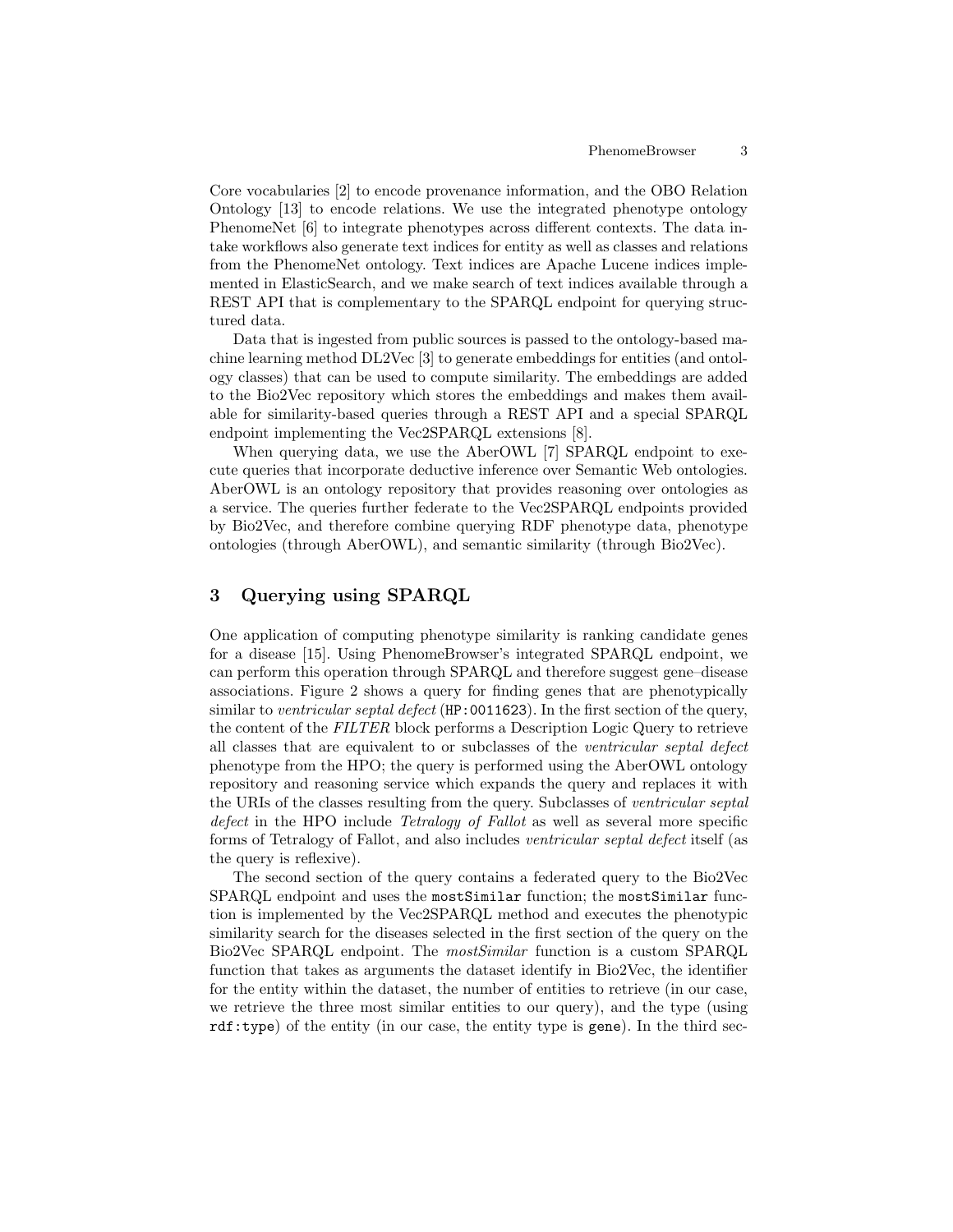Core vocabularies [2] to encode provenance information, and the OBO Relation Ontology [13] to encode relations. We use the integrated phenotype ontology PhenomeNet [6] to integrate phenotypes across different contexts. The data intake workflows also generate text indices for entity as well as classes and relations from the PhenomeNet ontology. Text indices are Apache Lucene indices implemented in ElasticSearch, and we make search of text indices available through a REST API that is complementary to the SPARQL endpoint for querying structured data.

Data that is ingested from public sources is passed to the ontology-based machine learning method DL2Vec [3] to generate embeddings for entities (and ontology classes) that can be used to compute similarity. The embeddings are added to the Bio2Vec repository which stores the embeddings and makes them available for similarity-based queries through a REST API and a special SPARQL endpoint implementing the Vec2SPARQL extensions [8].

When querying data, we use the AberOWL [7] SPARQL endpoint to execute queries that incorporate deductive inference over Semantic Web ontologies. AberOWL is an ontology repository that provides reasoning over ontologies as a service. The queries further federate to the Vec2SPARQL endpoints provided by Bio2Vec, and therefore combine querying RDF phenotype data, phenotype ontologies (through AberOWL), and semantic similarity (through Bio2Vec).

## 3 Querying using SPARQL

One application of computing phenotype similarity is ranking candidate genes for a disease [15]. Using PhenomeBrowser's integrated SPARQL endpoint, we can perform this operation through SPARQL and therefore suggest gene–disease associations. Figure 2 shows a query for finding genes that are phenotypically similar to *ventricular septal defect* (`HP:0011623`). In the first section of the query, the content of the *FILTER* block performs a Description Logic Query to retrieve all classes that are equivalent to or subclasses of the *ventricular septal defect* phenotype from the HPO; the query is performed using the AberOWL ontology repository and reasoning service which expands the query and replaces it with the URIs of the classes resulting from the query. Subclasses of *ventricular septal defect* in the HPO include *Tetralogy of Fallot* as well as several more specific forms of Tetralogy of Fallot, and also includes *ventricular septal defect* itself (as the query is reflexive).

The second section of the query contains a federated query to the Bio2Vec SPARQL endpoint and uses the `mostSimilar` function; the `mostSimilar` function is implemented by the Vec2SPARQL method and executes the phenotypic similarity search for the diseases selected in the first section of the query on the Bio2Vec SPARQL endpoint. The *mostSimilar* function is a custom SPARQL function that takes as arguments the dataset identify in Bio2Vec, the identifier for the entity within the dataset, the number of entities to retrieve (in our case, we retrieve the three most similar entities to our query), and the type (using `rdf:type`) of the entity (in our case, the entity type is `gene`). In the third sec-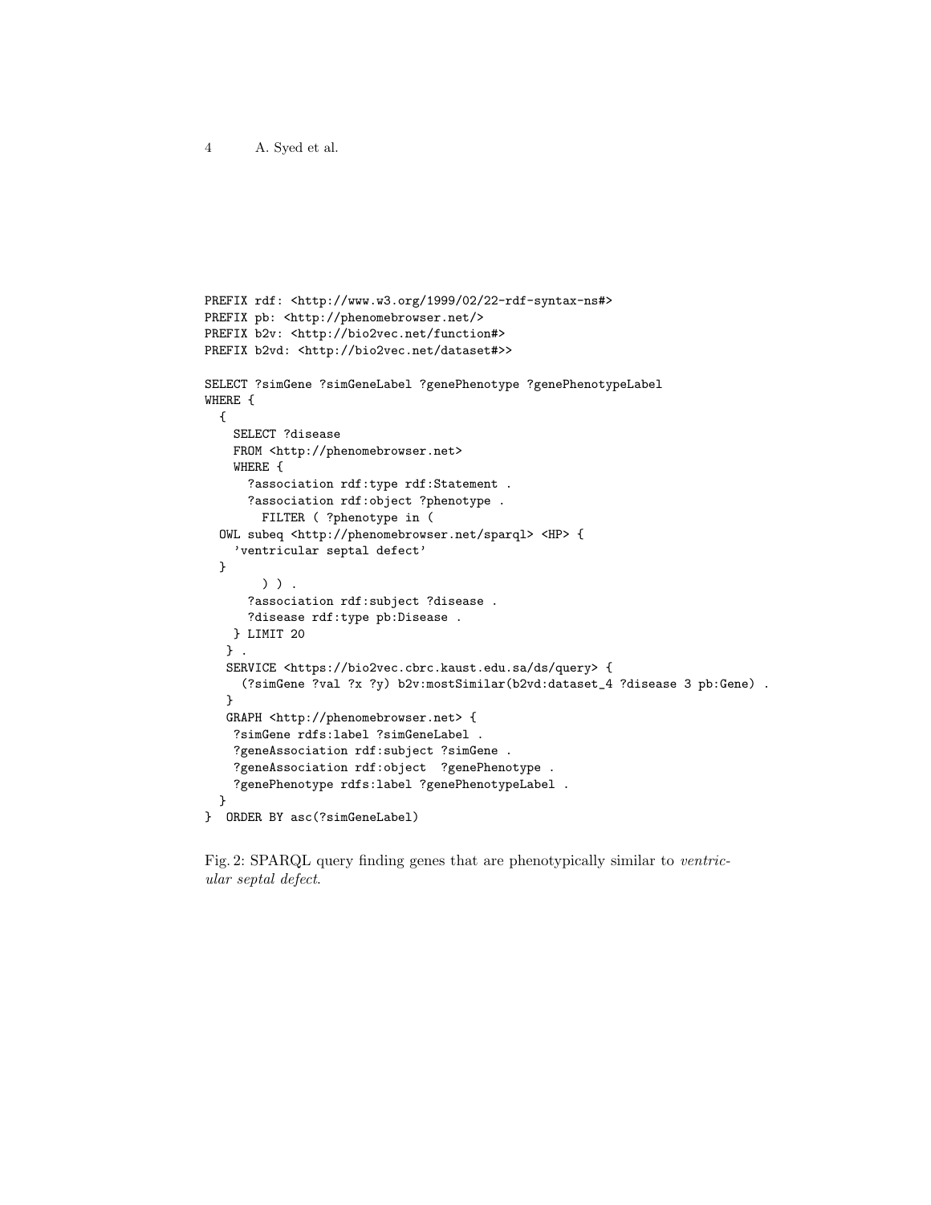```
PREFIX rdf: <http://www.w3.org/1999/02/22-rdf-syntax-ns#>
PREFIX pb: <http://phenomebrowser.net/>
PREFIX b2v: <http://bio2vec.net/function#>
PREFIX b2vd: <http://bio2vec.net/dataset#>>

SELECT ?simGene ?simGeneLabel ?genePhenotype ?genePhenotypeLabel
WHERE {
  {
    SELECT ?disease
    FROM <http://phenomebrowser.net>
    WHERE {
      ?association rdf:type rdf:Statement .
      ?association rdf:object ?phenotype .
        FILTER ( ?phenotype in (
  OWL subeq <http://phenomebrowser.net/sparql> <HP> {
    'ventricular septal defect'
  }
        ) ) .
      ?association rdf:subject ?disease .
      ?disease rdf:type pb:Disease .
    } LIMIT 20
   } .
   SERVICE <https://bio2vec.cbrc.kaust.edu.sa/ds/query> {
     (?simGene ?val ?x ?y) b2v:mostSimilar(b2vd:dataset_4 ?disease 3 pb:Gene) .
   }
   GRAPH <http://phenomebrowser.net> {
    ?simGene rdfs:label ?simGeneLabel .
    ?geneAssociation rdf:subject ?simGene .
    ?geneAssociation rdf:object  ?genePhenotype .
    ?genePhenotype rdfs:label ?genePhenotypeLabel .
  }
}  ORDER BY asc(?simGeneLabel)
```

Fig. 2: SPARQL query finding genes that are phenotypically similar to *ventricular septal defect*.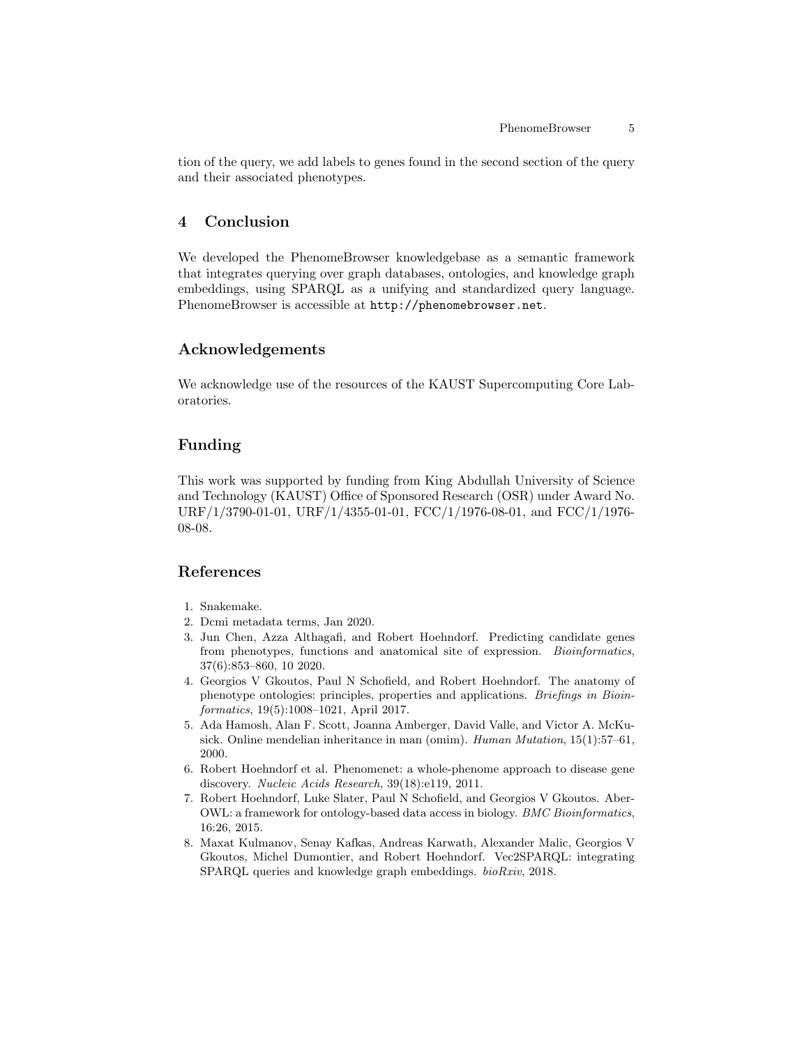tion of the query, we add labels to genes found in the second section of the query and their associated phenotypes.

## 4 Conclusion

We developed the PhenomeBrowser knowledgebase as a semantic framework that integrates querying over graph databases, ontologies, and knowledge graph embeddings, using SPARQL as a unifying and standardized query language. PhenomeBrowser is accessible at `http://phenomebrowser.net`.

## Acknowledgements

We acknowledge use of the resources of the KAUST Supercomputing Core Laboratories.

## Funding

This work was supported by funding from King Abdullah University of Science and Technology (KAUST) Office of Sponsored Research (OSR) under Award No. URF/1/3790-01-01, URF/1/4355-01-01, FCC/1/1976-08-01, and FCC/1/1976-08-08.

## References

1. Snakemake.
2. Dcmi metadata terms, Jan 2020.
3. Jun Chen, Azza Althagafi, and Robert Hoehndorf. Predicting candidate genes from phenotypes, functions and anatomical site of expression. *Bioinformatics*, 37(6):853–860, 10 2020.
4. Georgios V Gkoutos, Paul N Schofield, and Robert Hoehndorf. The anatomy of phenotype ontologies: principles, properties and applications. *Briefings in Bioinformatics*, 19(5):1008–1021, April 2017.
5. Ada Hamosh, Alan F. Scott, Joanna Amberger, David Valle, and Victor A. McKusick. Online mendelian inheritance in man (omim). *Human Mutation*, 15(1):57–61, 2000.
6. Robert Hoehndorf et al. Phenomenet: a whole-phenome approach to disease gene discovery. *Nucleic Acids Research*, 39(18):e119, 2011.
7. Robert Hoehndorf, Luke Slater, Paul N Schofield, and Georgios V Gkoutos. Aber-OWL: a framework for ontology-based data access in biology. *BMC Bioinformatics*, 16:26, 2015.
8. Maxat Kulmanov, Senay Kafkas, Andreas Karwath, Alexander Malic, Georgios V Gkoutos, Michel Dumontier, and Robert Hoehndorf. Vec2SPARQL: integrating SPARQL queries and knowledge graph embeddings. *bioRxiv*, 2018.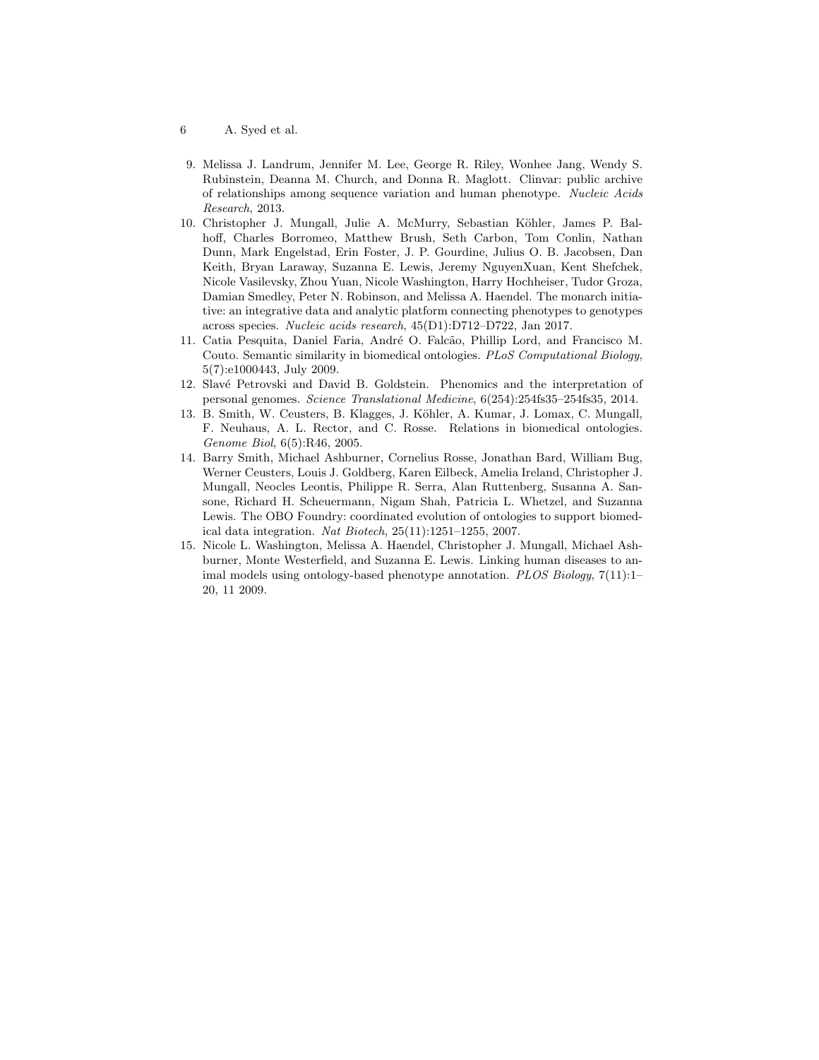9. Melissa J. Landrum, Jennifer M. Lee, George R. Riley, Wonhee Jang, Wendy S. Rubinstein, Deanna M. Church, and Donna R. Maglott. Clinvar: public archive of relationships among sequence variation and human phenotype. *Nucleic Acids Research*, 2013.
10. Christopher J. Mungall, Julie A. McMurry, Sebastian Köhler, James P. Balhoff, Charles Borromeo, Matthew Brush, Seth Carbon, Tom Conlin, Nathan Dunn, Mark Engelstad, Erin Foster, J. P. Gourdine, Julius O. B. Jacobsen, Dan Keith, Bryan Laraway, Suzanna E. Lewis, Jeremy NguyenXuan, Kent Shefchek, Nicole Vasilevsky, Zhou Yuan, Nicole Washington, Harry Hochheiser, Tudor Groza, Damian Smedley, Peter N. Robinson, and Melissa A. Haendel. The monarch initiative: an integrative data and analytic platform connecting phenotypes to genotypes across species. *Nucleic acids research*, 45(D1):D712–D722, Jan 2017.
11. Catia Pesquita, Daniel Faria, André O. Falcão, Phillip Lord, and Francisco M. Couto. Semantic similarity in biomedical ontologies. *PLoS Computational Biology*, 5(7):e1000443, July 2009.
12. Slavé Petrovski and David B. Goldstein. Phenomics and the interpretation of personal genomes. *Science Translational Medicine*, 6(254):254fs35–254fs35, 2014.
13. B. Smith, W. Ceusters, B. Klagges, J. Köhler, A. Kumar, J. Lomax, C. Mungall, F. Neuhaus, A. L. Rector, and C. Rosse. Relations in biomedical ontologies. *Genome Biol*, 6(5):R46, 2005.
14. Barry Smith, Michael Ashburner, Cornelius Rosse, Jonathan Bard, William Bug, Werner Ceusters, Louis J. Goldberg, Karen Eilbeck, Amelia Ireland, Christopher J. Mungall, Neocles Leontis, Philippe R. Serra, Alan Ruttenberg, Susanna A. Sansone, Richard H. Scheuermann, Nigam Shah, Patricia L. Whetzel, and Suzanna Lewis. The OBO Foundry: coordinated evolution of ontologies to support biomedical data integration. *Nat Biotech*, 25(11):1251–1255, 2007.
15. Nicole L. Washington, Melissa A. Haendel, Christopher J. Mungall, Michael Ashburner, Monte Westerfield, and Suzanna E. Lewis. Linking human diseases to animal models using ontology-based phenotype annotation. *PLOS Biology*, 7(11):1–20, 11 2009.